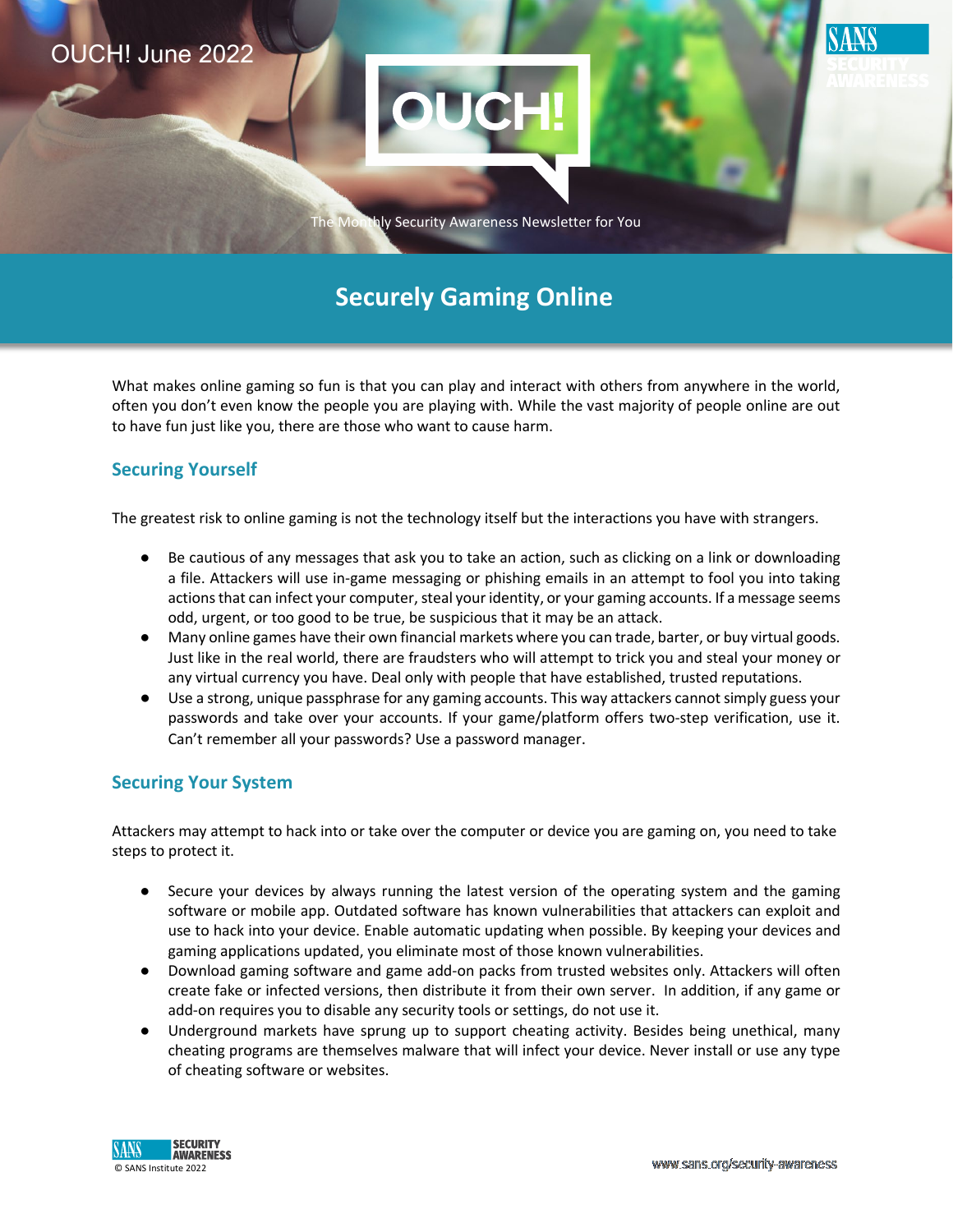OUCH! June 2022

# OUCH!

The Monthly Security Awareness Newsletter for You

# Securely Gaming Online

What makes online gaming so fun is that you can play and interact with others from anywhere in the world, often you don't even know the people you are playing with. While the vast majority of people online are out to have fun just like you, there are those who want to cause harm.

## Securing Yourself

The greatest risk to online gaming is not the technology itself but the interactions you have with strangers.

- Be cautious of any messages that ask you to take an action, such as clicking on a link or downloading a file. Attackers will use in-game messaging or phishing emails in an attempt to fool you into taking actions that can infect your computer, steal your identity, or your gaming accounts. If a message seems odd, urgent, or too good to be true, be suspicious that it may be an attack.
- Many online games have their own financial markets where you can trade, barter, or buy virtual goods. Just like in the real world, there are fraudsters who will attempt to trick you and steal your money or any virtual currency you have. Deal only with people that have established, trusted reputations.
- Use a strong, unique passphrase for any gaming accounts. This way attackers cannot simply guess your passwords and take over your accounts. If your game/platform offers two-step verification, use it. Can't remember all your passwords? Use a password manager.

## Securing Your System

Attackers may attempt to hack into or take over the computer or device you are gaming on, you need to take steps to protect it.

- Secure your devices by always running the latest version of the operating system and the gaming software or mobile app. Outdated software has known vulnerabilities that attackers can exploit and use to hack into your device. Enable automatic updating when possible. By keeping your devices and gaming applications updated, you eliminate most of those known vulnerabilities.
- Download gaming software and game add-on packs from trusted websites only. Attackers will often create fake or infected versions, then distribute it from their own server. In addition, if any game or add-on requires you to disable any security tools or settings, do not use it.
- Underground markets have sprung up to support cheating activity. Besides being unethical, many cheating programs are themselves malware that will infect your device. Never install or use any type of cheating software or websites.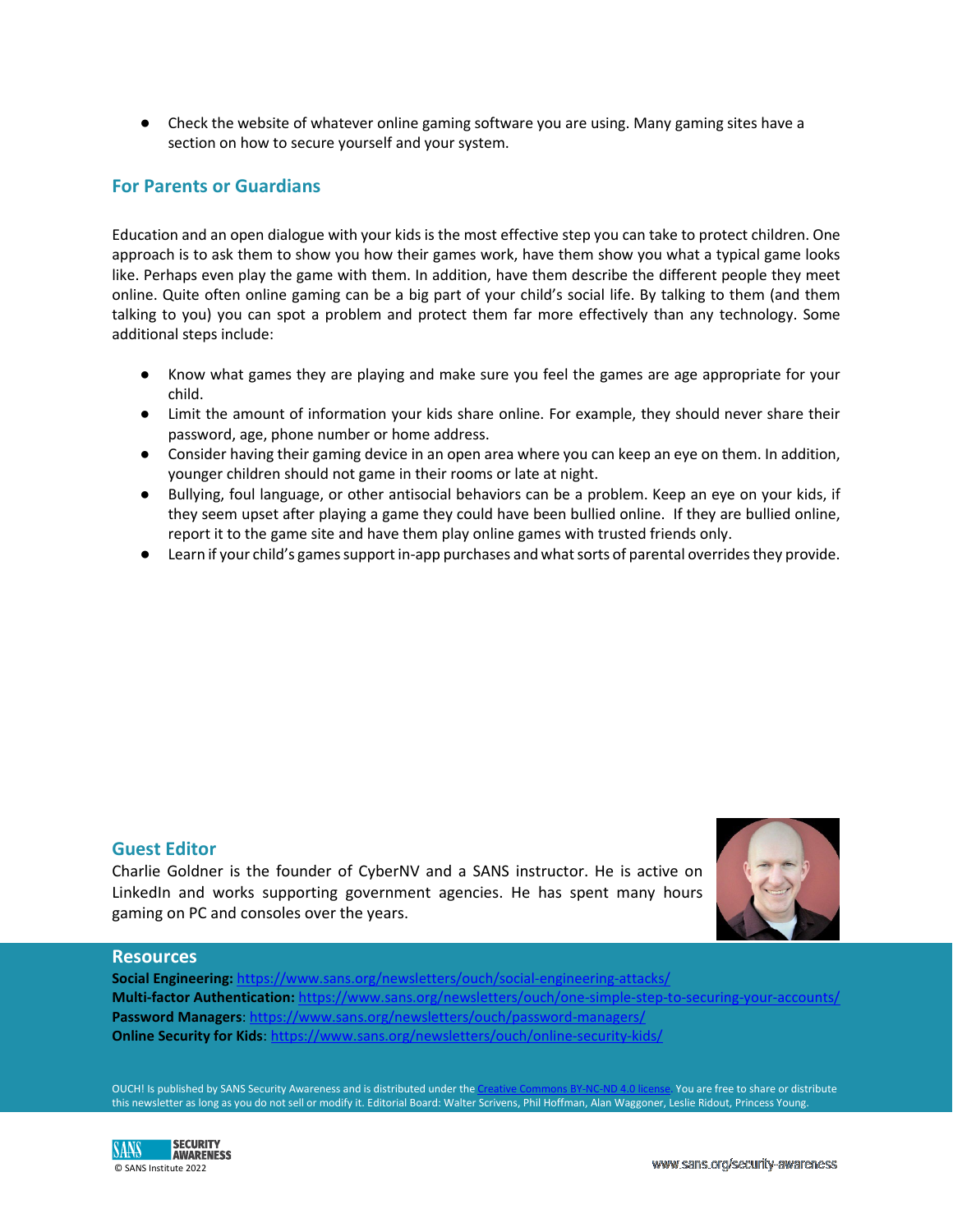- Check the website of whatever online gaming software you are using. Many gaming sites have a section on how to secure yourself and your system.

## For Parents or Guardians

Education and an open dialogue with your kids is the most effective step you can take to protect children. One approach is to ask them to show you how their games work, have them show you what a typical game looks like. Perhaps even play the game with them. In addition, have them describe the different people they meet online. Quite often online gaming can be a big part of your child's social life. By talking to them (and them talking to you) you can spot a problem and protect them far more effectively than any technology. Some additional steps include:

- Know what games they are playing and make sure you feel the games are age appropriate for your child.
- Limit the amount of information your kids share online. For example, they should never share their password, age, phone number or home address.
- Consider having their gaming device in an open area where you can keep an eye on them. In addition, younger children should not game in their rooms or late at night.
- Bullying, foul language, or other antisocial behaviors can be a problem. Keep an eye on your kids, if they seem upset after playing a game they could have been bullied online. If they are bullied online, report it to the game site and have them play online games with trusted friends only.
- Learn if your child's games support in-app purchases and what sorts of parental overrides they provide.

## Guest Editor

Charlie Goldner is the founder of CyberNV and a SANS instructor. He is active on LinkedIn and works supporting government agencies. He has spent many hours gaming on PC and consoles over the years.

## Resources

**Social Engineering:** https://www.sans.org/newsletters/ouch/social-engineering-attacks/
**Multi-factor Authentication:** https://www.sans.org/newsletters/ouch/one-simple-step-to-securing-your-accounts/
**Password Managers**: https://www.sans.org/newsletters/ouch/password-managers/
**Online Security for Kids**: https://www.sans.org/newsletters/ouch/online-security-kids/

OUCH! Is published by SANS Security Awareness and is distributed under the Creative Commons BY-NC-ND 4.0 license. You are free to share or distribute this newsletter as long as you do not sell or modify it. Editorial Board: Walter Scrivens, Phil Hoffman, Alan Waggoner, Leslie Ridout, Princess Young.

SANS SECURITY AWARENESS
© SANS Institute 2022

www.sans.org/security-awareness